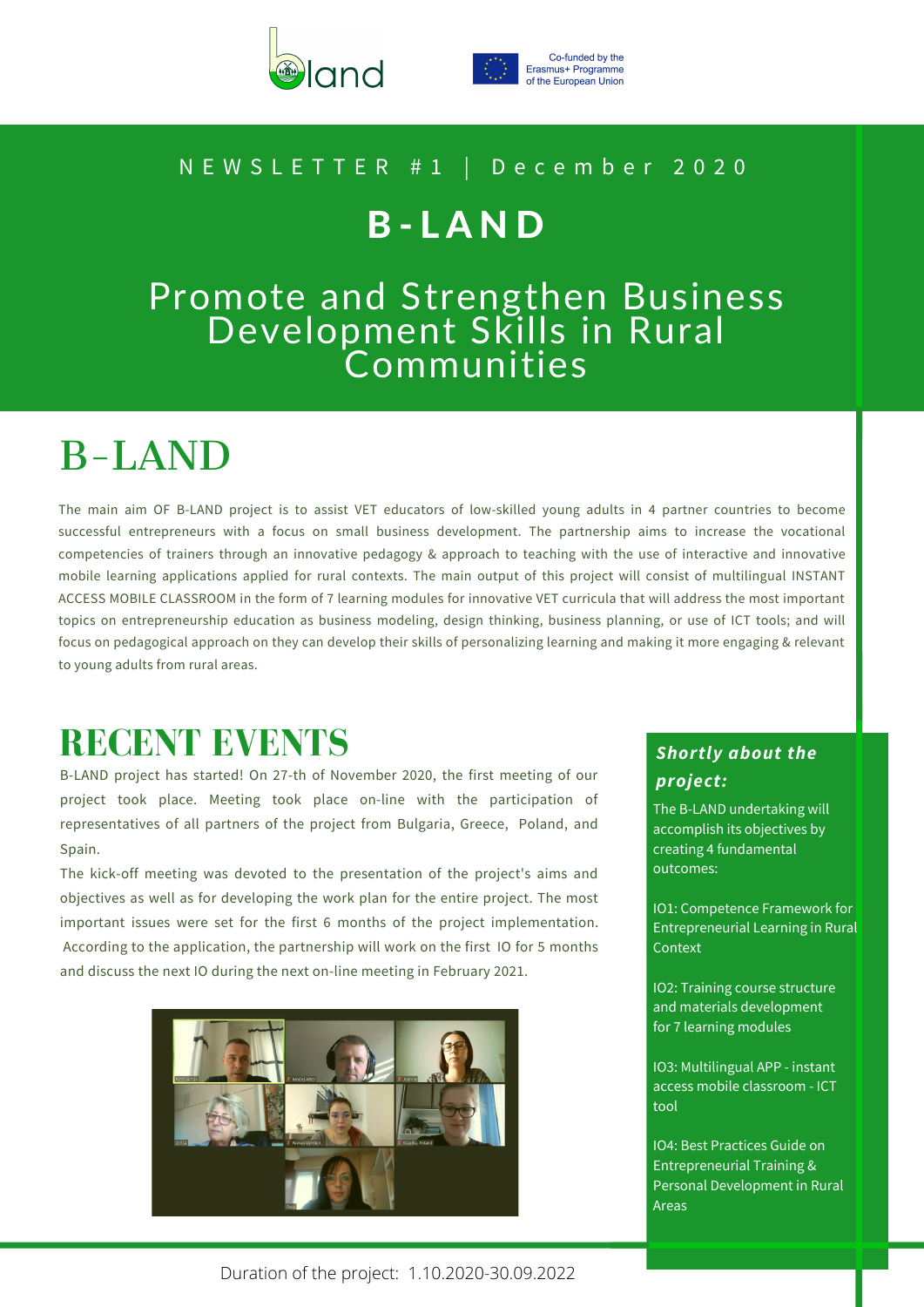Co-funded by the Erasmus+ Programme of the European Union

NEWSLETTER #1 | December 2020

# B-LAND

## Promote and Strengthen Business Development Skills in Rural Communities

## B-LAND

The main aim OF B-LAND project is to assist VET educators of low-skilled young adults in 4 partner countries to become successful entrepreneurs with a focus on small business development. The partnership aims to increase the vocational competencies of trainers through an innovative pedagogy & approach to teaching with the use of interactive and innovative mobile learning applications applied for rural contexts. The main output of this project will consist of multilingual INSTANT ACCESS MOBILE CLASSROOM in the form of 7 learning modules for innovative VET curricula that will address the most important topics on entrepreneurship education as business modeling, design thinking, business planning, or use of ICT tools; and will focus on pedagogical approach on they can develop their skills of personalizing learning and making it more engaging & relevant to young adults from rural areas.

## RECENT EVENTS

B-LAND project has started! On 27-th of November 2020, the first meeting of our project took place. Meeting took place on-line with the participation of representatives of all partners of the project from Bulgaria, Greece, Poland, and Spain.

The kick-off meeting was devoted to the presentation of the project's aims and objectives as well as for developing the work plan for the entire project. The most important issues were set for the first 6 months of the project implementation. According to the application, the partnership will work on the first IO for 5 months and discuss the next IO during the next on-line meeting in February 2021.

### *Shortly about the project:*

The B-LAND undertaking will accomplish its objectives by creating 4 fundamental outcomes:

IO1: Competence Framework for Entrepreneurial Learning in Rural Context

IO2: Training course structure and materials development for 7 learning modules

IO3: Multilingual APP - instant access mobile classroom - ICT tool

IO4: Best Practices Guide on Entrepreneurial Training & Personal Development in Rural Areas

Duration of the project: 1.10.2020-30.09.2022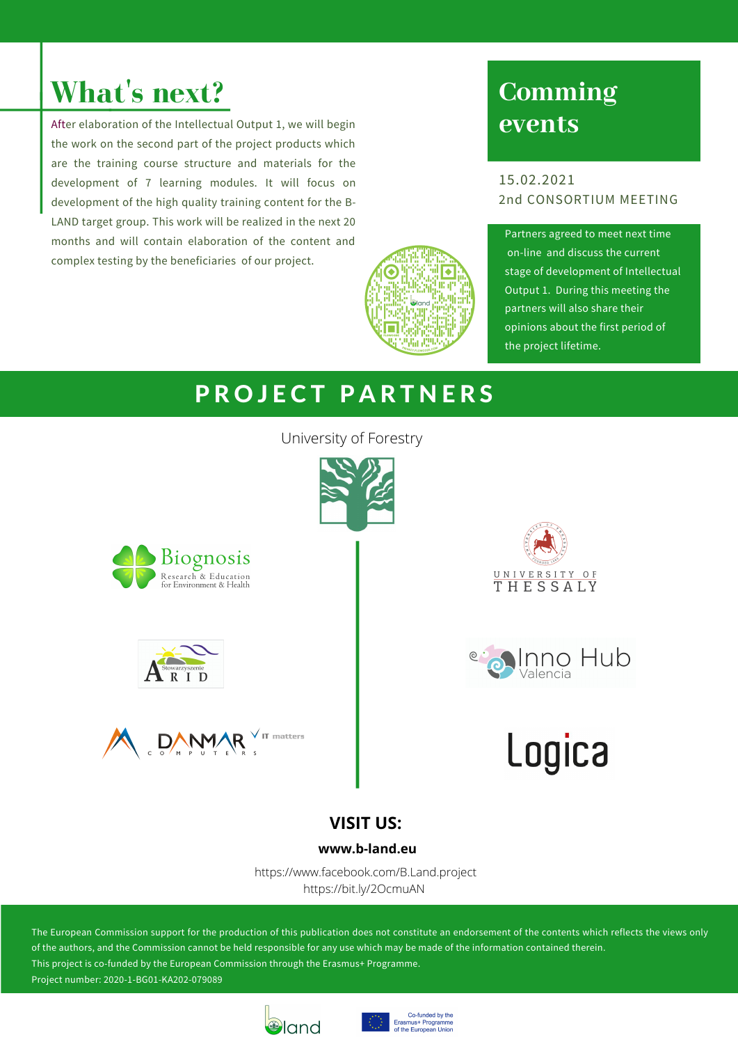## What's next?

After elaboration of the Intellectual Output 1, we will begin the work on the second part of the project products which are the training course structure and materials for the development of 7 learning modules. It will focus on development of the high quality training content for the B-LAND target group. This work will be realized in the next 20 months and will contain elaboration of the content and complex testing by the beneficiaries of our project.

## Comming events

15.02.2021
2nd CONSORTIUM MEETING

Partners agreed to meet next time on-line and discuss the current stage of development of Intellectual Output 1. During this meeting the partners will also share their opinions about the first period of the project lifetime.

## PROJECT PARTNERS

University of Forestry

Biognosis Research & Education for Environment & Health

University of Thessaly

Stowarzyszenie ARID

Inno Hub Valencia

DANMAR COMPUTERS IT matters

Logica

### VISIT US:

**www.b-land.eu**

https://www.facebook.com/B.Land.project
https://bit.ly/2OcmuAN

The European Commission support for the production of this publication does not constitute an endorsement of the contents which reflects the views only of the authors, and the Commission cannot be held responsible for any use which may be made of the information contained therein.
This project is co-funded by the European Commission through the Erasmus+ Programme.
Project number: 2020-1-BG01-KA202-079089

Co-funded by the Erasmus+ Programme of the European Union